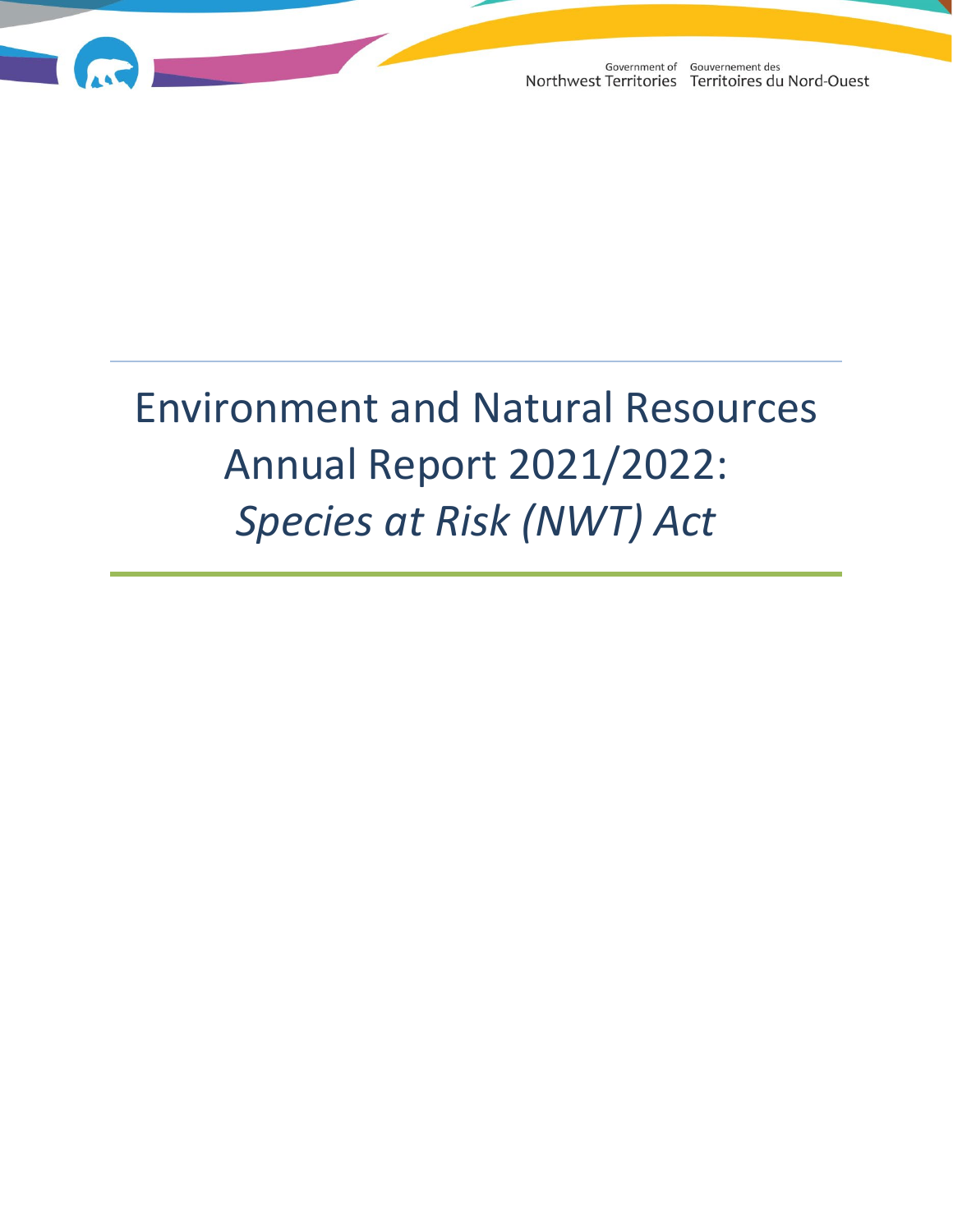Government of Northwest Territories / Gouvernement des Territoires du Nord-Ouest

# Environment and Natural Resources Annual Report 2021/2022: *Species at Risk (NWT) Act*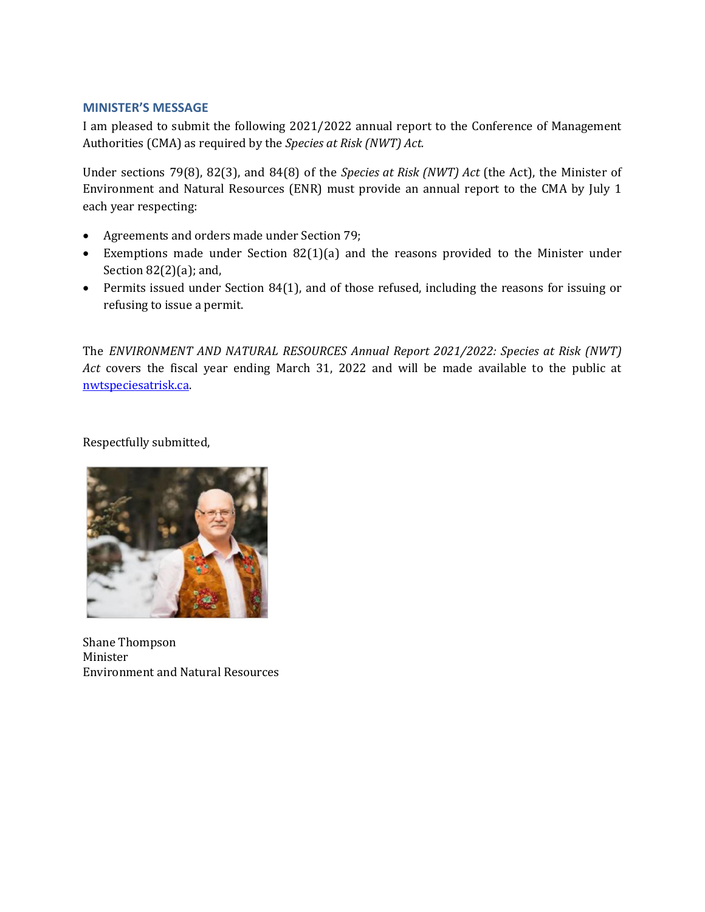## MINISTER'S MESSAGE

I am pleased to submit the following 2021/2022 annual report to the Conference of Management Authorities (CMA) as required by the *Species at Risk (NWT) Act.*

Under sections 79(8), 82(3), and 84(8) of the *Species at Risk (NWT) Act* (the Act), the Minister of Environment and Natural Resources (ENR) must provide an annual report to the CMA by July 1 each year respecting:

- Agreements and orders made under Section 79;
- Exemptions made under Section 82(1)(a) and the reasons provided to the Minister under Section 82(2)(a); and,
- Permits issued under Section 84(1), and of those refused, including the reasons for issuing or refusing to issue a permit.

The *ENVIRONMENT AND NATURAL RESOURCES Annual Report 2021/2022: Species at Risk (NWT) Act* covers the fiscal year ending March 31, 2022 and will be made available to the public at [nwtspeciesatrisk.ca](nwtspeciesatrisk.ca).

Respectfully submitted,

Shane Thompson
Minister
Environment and Natural Resources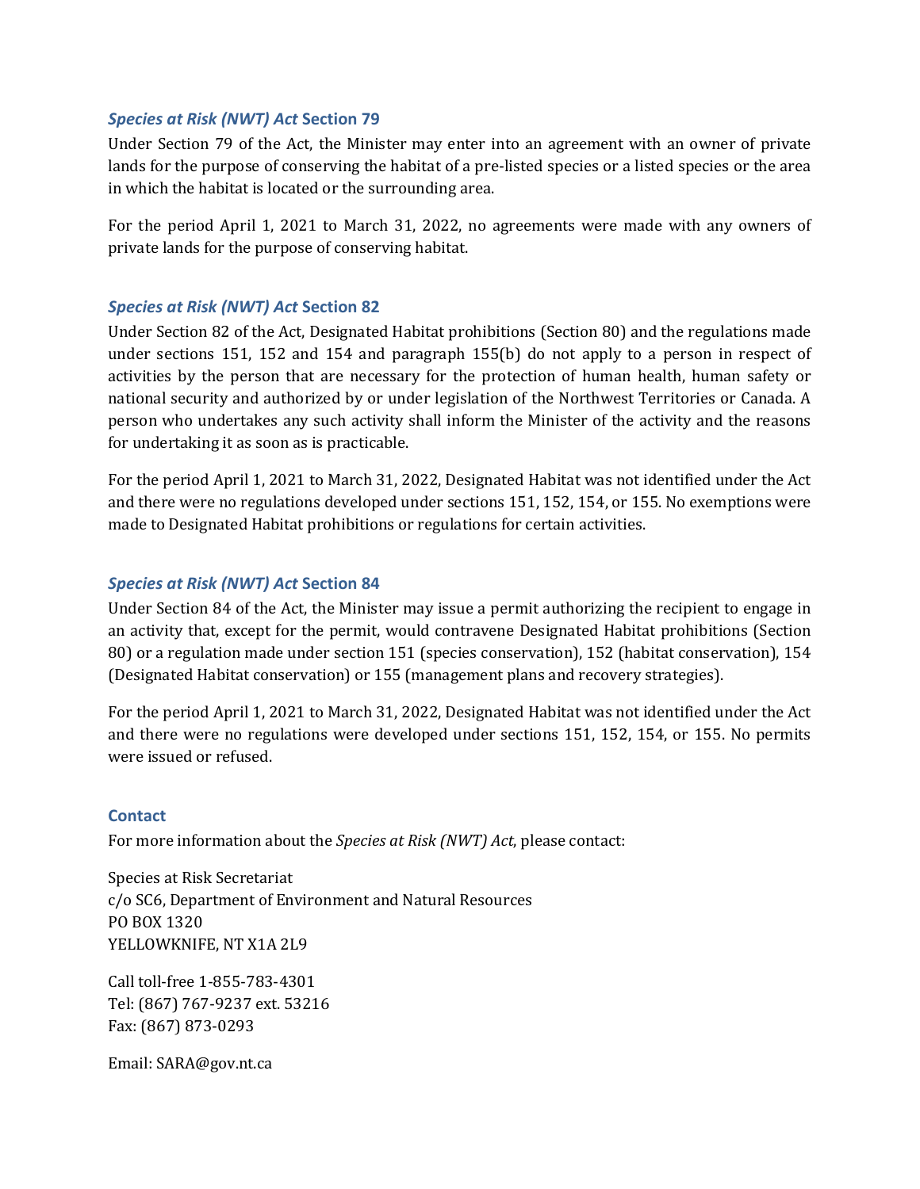### *Species at Risk (NWT) Act* Section 79

Under Section 79 of the Act, the Minister may enter into an agreement with an owner of private lands for the purpose of conserving the habitat of a pre-listed species or a listed species or the area in which the habitat is located or the surrounding area.

For the period April 1, 2021 to March 31, 2022, no agreements were made with any owners of private lands for the purpose of conserving habitat.

### *Species at Risk (NWT) Act* Section 82

Under Section 82 of the Act, Designated Habitat prohibitions (Section 80) and the regulations made under sections 151, 152 and 154 and paragraph 155(b) do not apply to a person in respect of activities by the person that are necessary for the protection of human health, human safety or national security and authorized by or under legislation of the Northwest Territories or Canada. A person who undertakes any such activity shall inform the Minister of the activity and the reasons for undertaking it as soon as is practicable.

For the period April 1, 2021 to March 31, 2022, Designated Habitat was not identified under the Act and there were no regulations developed under sections 151, 152, 154, or 155. No exemptions were made to Designated Habitat prohibitions or regulations for certain activities.

### *Species at Risk (NWT) Act* Section 84

Under Section 84 of the Act, the Minister may issue a permit authorizing the recipient to engage in an activity that, except for the permit, would contravene Designated Habitat prohibitions (Section 80) or a regulation made under section 151 (species conservation), 152 (habitat conservation), 154 (Designated Habitat conservation) or 155 (management plans and recovery strategies).

For the period April 1, 2021 to March 31, 2022, Designated Habitat was not identified under the Act and there were no regulations were developed under sections 151, 152, 154, or 155. No permits were issued or refused.

### Contact

For more information about the *Species at Risk (NWT) Act*, please contact:

Species at Risk Secretariat
c/o SC6, Department of Environment and Natural Resources
PO BOX 1320
YELLOWKNIFE, NT X1A 2L9

Call toll-free 1-855-783-4301
Tel: (867) 767-9237 ext. 53216
Fax: (867) 873-0293

Email: SARA@gov.nt.ca